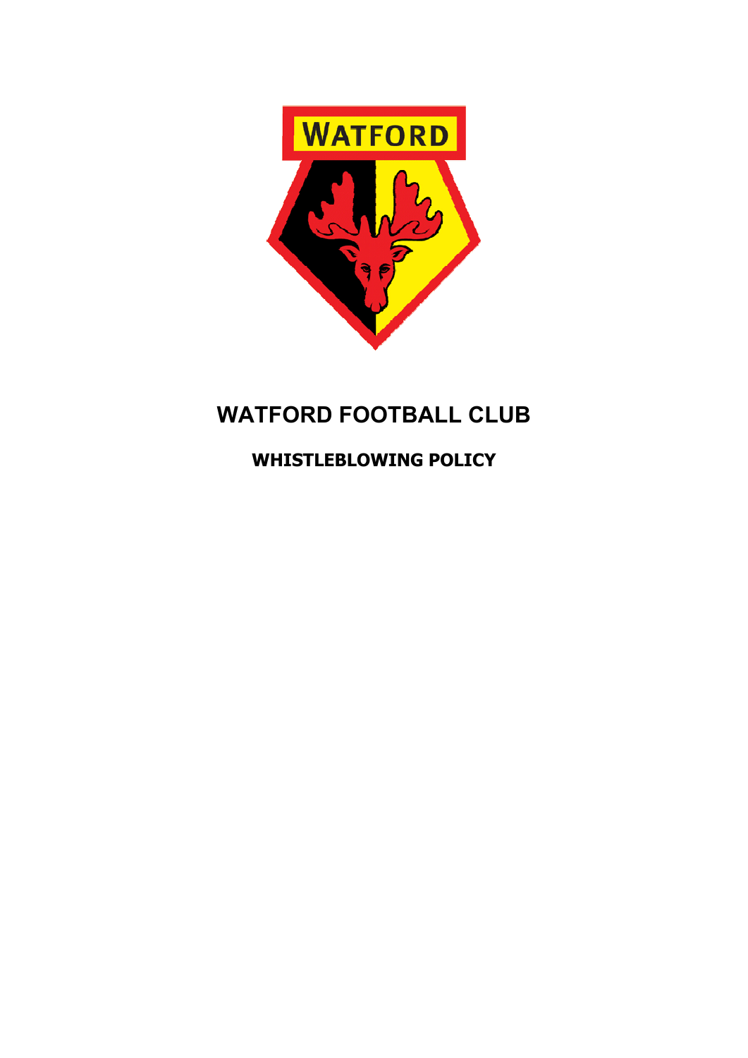# WATFORD FOOTBALL CLUB

## WHISTLEBLOWING POLICY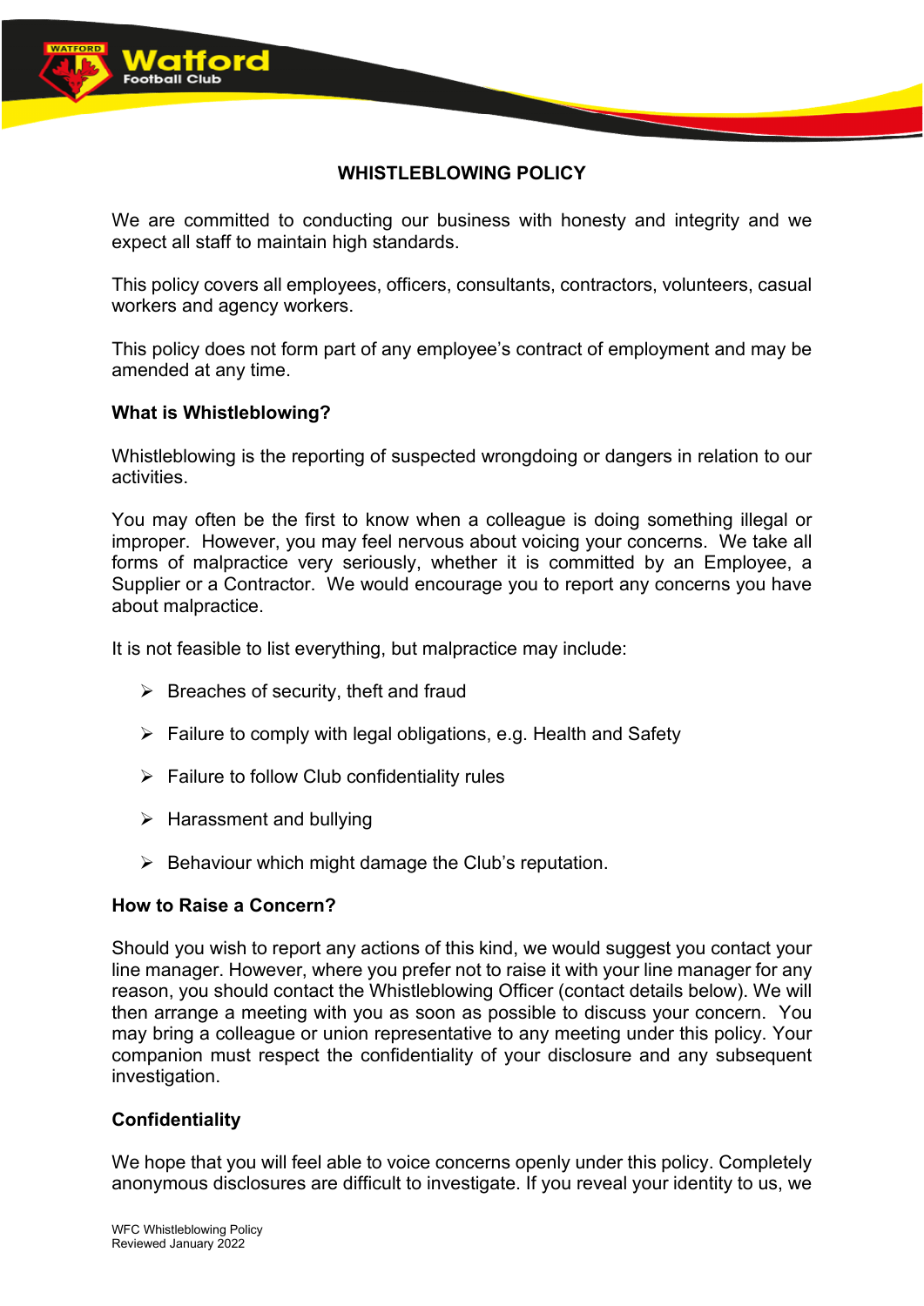## WHISTLEBLOWING POLICY

We are committed to conducting our business with honesty and integrity and we expect all staff to maintain high standards.

This policy covers all employees, officers, consultants, contractors, volunteers, casual workers and agency workers.

This policy does not form part of any employee's contract of employment and may be amended at any time.

### What is Whistleblowing?

Whistleblowing is the reporting of suspected wrongdoing or dangers in relation to our activities.

You may often be the first to know when a colleague is doing something illegal or improper. However, you may feel nervous about voicing your concerns. We take all forms of malpractice very seriously, whether it is committed by an Employee, a Supplier or a Contractor. We would encourage you to report any concerns you have about malpractice.

It is not feasible to list everything, but malpractice may include:

- Breaches of security, theft and fraud
- Failure to comply with legal obligations, e.g. Health and Safety
- Failure to follow Club confidentiality rules
- Harassment and bullying
- Behaviour which might damage the Club's reputation.

### How to Raise a Concern?

Should you wish to report any actions of this kind, we would suggest you contact your line manager. However, where you prefer not to raise it with your line manager for any reason, you should contact the Whistleblowing Officer (contact details below). We will then arrange a meeting with you as soon as possible to discuss your concern. You may bring a colleague or union representative to any meeting under this policy. Your companion must respect the confidentiality of your disclosure and any subsequent investigation.

### Confidentiality

We hope that you will feel able to voice concerns openly under this policy. Completely anonymous disclosures are difficult to investigate. If you reveal your identity to us, we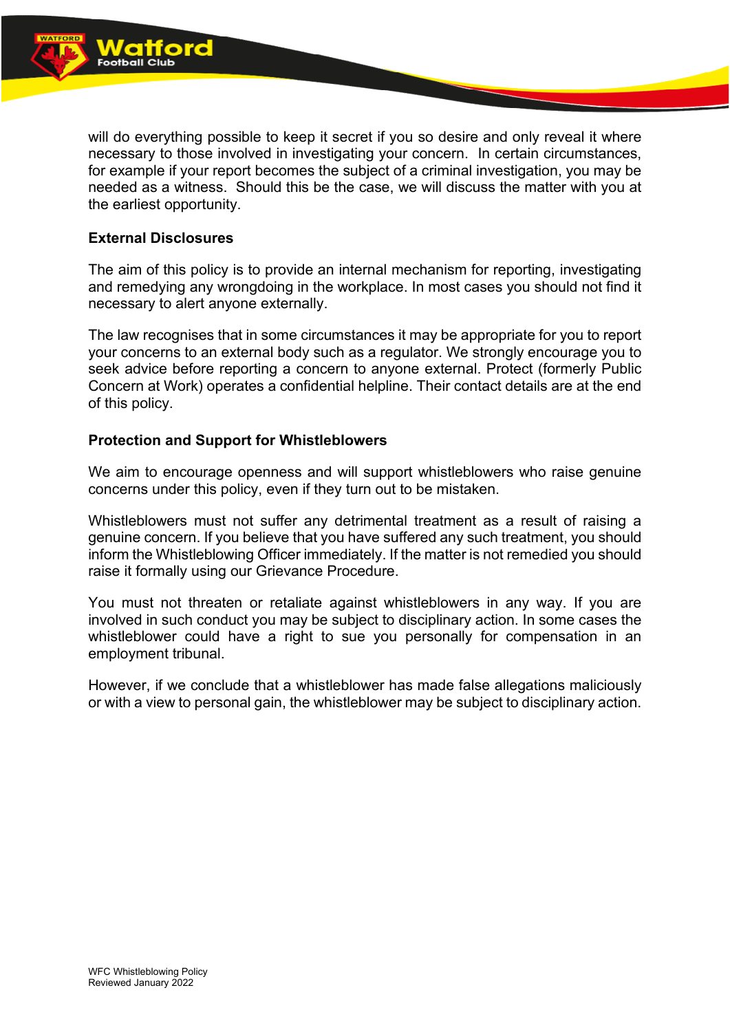will do everything possible to keep it secret if you so desire and only reveal it where necessary to those involved in investigating your concern. In certain circumstances, for example if your report becomes the subject of a criminal investigation, you may be needed as a witness. Should this be the case, we will discuss the matter with you at the earliest opportunity.

**External Disclosures**

The aim of this policy is to provide an internal mechanism for reporting, investigating and remedying any wrongdoing in the workplace. In most cases you should not find it necessary to alert anyone externally.

The law recognises that in some circumstances it may be appropriate for you to report your concerns to an external body such as a regulator. We strongly encourage you to seek advice before reporting a concern to anyone external. Protect (formerly Public Concern at Work) operates a confidential helpline. Their contact details are at the end of this policy.

**Protection and Support for Whistleblowers**

We aim to encourage openness and will support whistleblowers who raise genuine concerns under this policy, even if they turn out to be mistaken.

Whistleblowers must not suffer any detrimental treatment as a result of raising a genuine concern. If you believe that you have suffered any such treatment, you should inform the Whistleblowing Officer immediately. If the matter is not remedied you should raise it formally using our Grievance Procedure.

You must not threaten or retaliate against whistleblowers in any way. If you are involved in such conduct you may be subject to disciplinary action. In some cases the whistleblower could have a right to sue you personally for compensation in an employment tribunal.

However, if we conclude that a whistleblower has made false allegations maliciously or with a view to personal gain, the whistleblower may be subject to disciplinary action.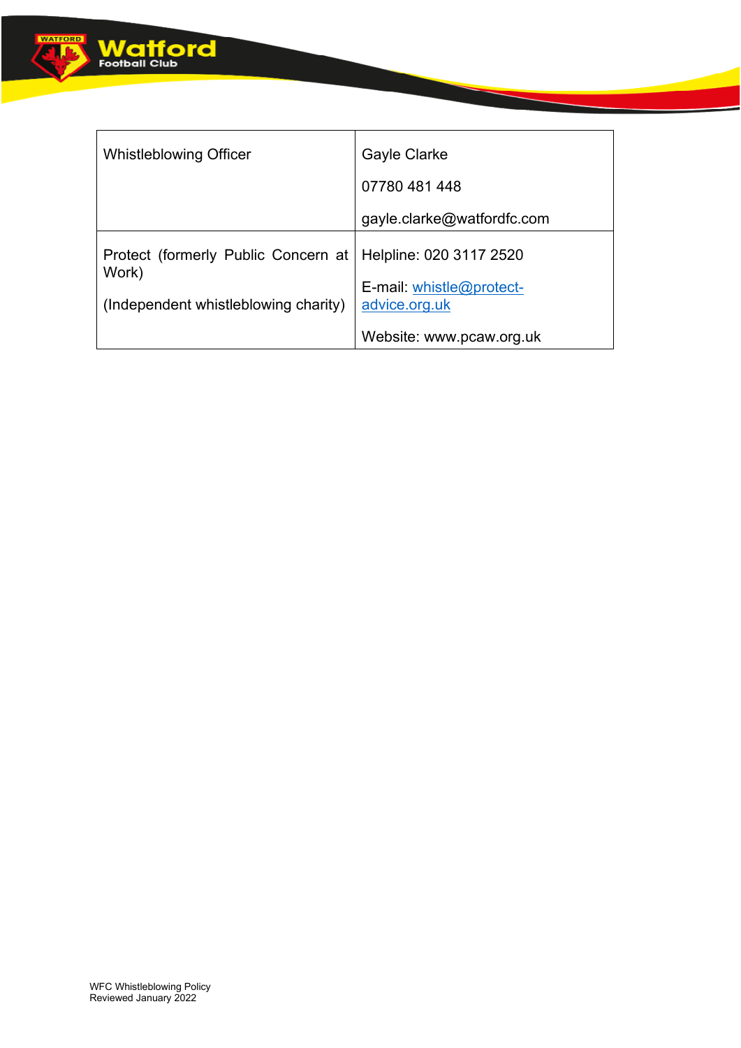| | |
|---|---|
| Whistleblowing Officer | Gayle Clarke<br><br>07780 481 448<br><br>gayle.clarke@watfordfc.com |
| Protect (formerly Public Concern at Work)<br><br>(Independent whistleblowing charity) | Helpline: 020 3117 2520<br><br>E-mail: whistle@protect-advice.org.uk<br><br>Website: www.pcaw.org.uk |